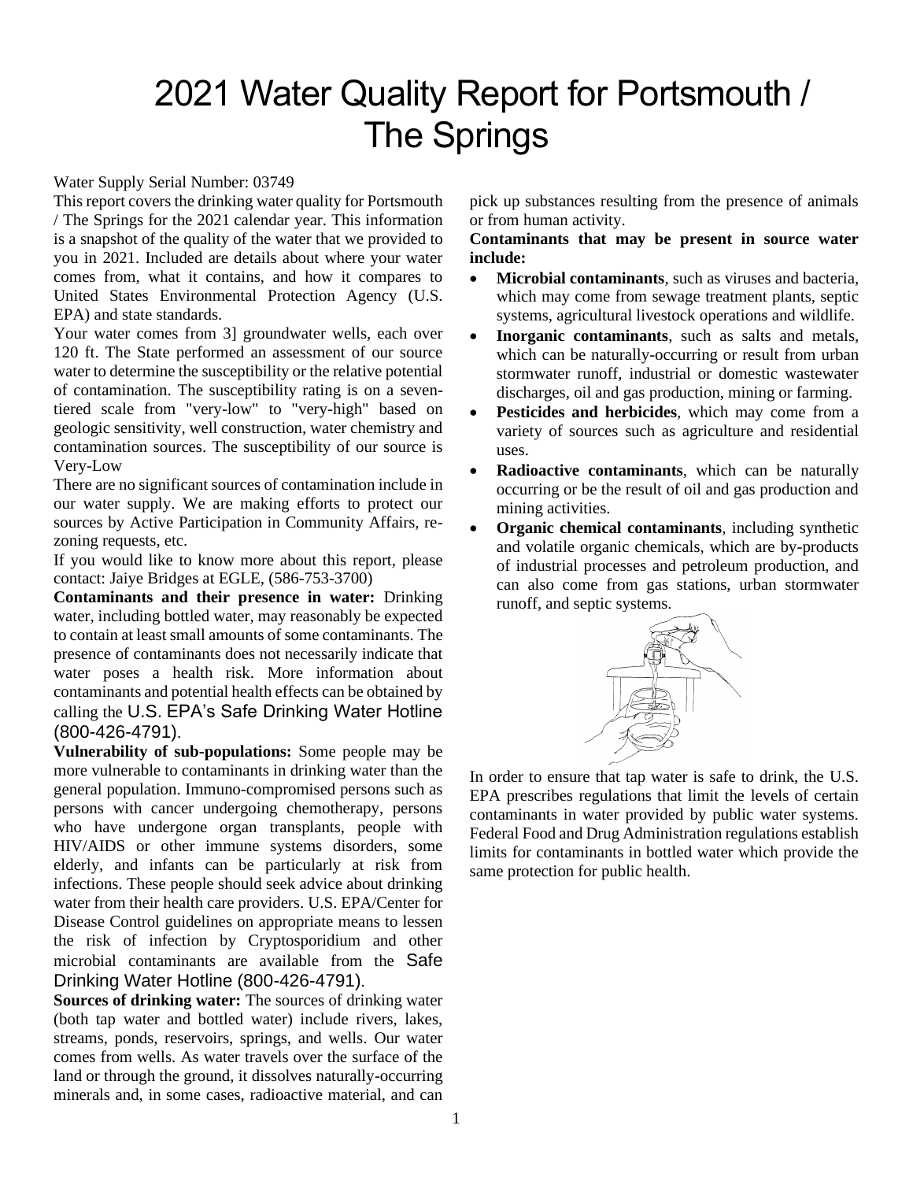# 2021 Water Quality Report for Portsmouth / The Springs

Water Supply Serial Number: 03749

This report covers the drinking water quality for Portsmouth / The Springs for the 2021 calendar year. This information is a snapshot of the quality of the water that we provided to you in 2021. Included are details about where your water comes from, what it contains, and how it compares to United States Environmental Protection Agency (U.S. EPA) and state standards.

Your water comes from 3] groundwater wells, each over 120 ft. The State performed an assessment of our source water to determine the susceptibility or the relative potential of contamination. The susceptibility rating is on a seven-tiered scale from "very-low" to "very-high" based on geologic sensitivity, well construction, water chemistry and contamination sources. The susceptibility of our source is Very-Low

There are no significant sources of contamination include in our water supply. We are making efforts to protect our sources by Active Participation in Community Affairs, re-zoning requests, etc.

If you would like to know more about this report, please contact: Jaiye Bridges at EGLE, (586-753-3700)

**Contaminants and their presence in water:** Drinking water, including bottled water, may reasonably be expected to contain at least small amounts of some contaminants. The presence of contaminants does not necessarily indicate that water poses a health risk. More information about contaminants and potential health effects can be obtained by calling the U.S. EPA's Safe Drinking Water Hotline (800-426-4791).

**Vulnerability of sub-populations:** Some people may be more vulnerable to contaminants in drinking water than the general population. Immuno-compromised persons such as persons with cancer undergoing chemotherapy, persons who have undergone organ transplants, people with HIV/AIDS or other immune systems disorders, some elderly, and infants can be particularly at risk from infections. These people should seek advice about drinking water from their health care providers. U.S. EPA/Center for Disease Control guidelines on appropriate means to lessen the risk of infection by Cryptosporidium and other microbial contaminants are available from the Safe Drinking Water Hotline (800-426-4791).

**Sources of drinking water:** The sources of drinking water (both tap water and bottled water) include rivers, lakes, streams, ponds, reservoirs, springs, and wells. Our water comes from wells. As water travels over the surface of the land or through the ground, it dissolves naturally-occurring minerals and, in some cases, radioactive material, and can pick up substances resulting from the presence of animals or from human activity.

**Contaminants that may be present in source water include:**

- **Microbial contaminants**, such as viruses and bacteria, which may come from sewage treatment plants, septic systems, agricultural livestock operations and wildlife.
- **Inorganic contaminants**, such as salts and metals, which can be naturally-occurring or result from urban stormwater runoff, industrial or domestic wastewater discharges, oil and gas production, mining or farming.
- **Pesticides and herbicides**, which may come from a variety of sources such as agriculture and residential uses.
- **Radioactive contaminants**, which can be naturally occurring or be the result of oil and gas production and mining activities.
- **Organic chemical contaminants**, including synthetic and volatile organic chemicals, which are by-products of industrial processes and petroleum production, and can also come from gas stations, urban stormwater runoff, and septic systems.

In order to ensure that tap water is safe to drink, the U.S. EPA prescribes regulations that limit the levels of certain contaminants in water provided by public water systems. Federal Food and Drug Administration regulations establish limits for contaminants in bottled water which provide the same protection for public health.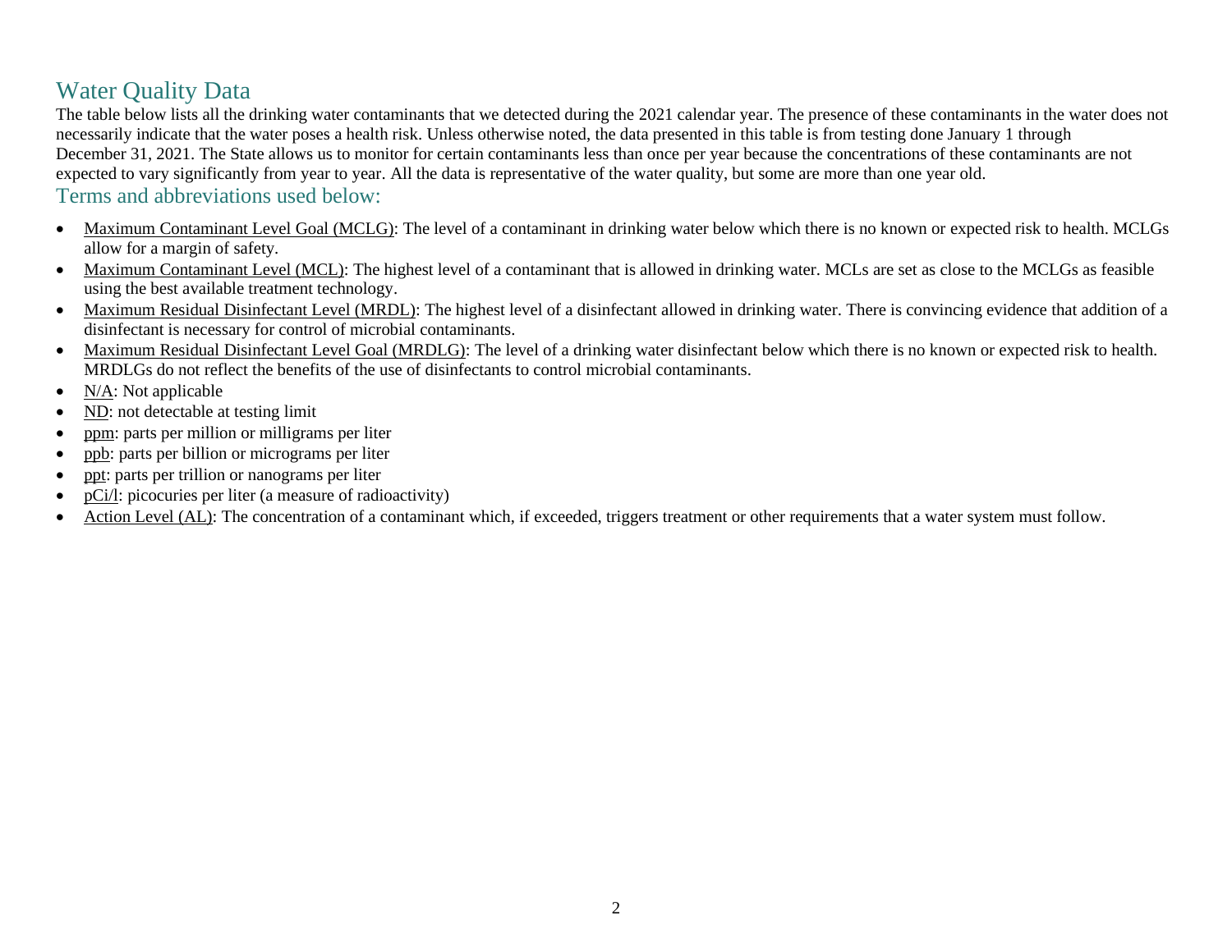## Water Quality Data

The table below lists all the drinking water contaminants that we detected during the 2021 calendar year. The presence of these contaminants in the water does not necessarily indicate that the water poses a health risk. Unless otherwise noted, the data presented in this table is from testing done January 1 through December 31, 2021. The State allows us to monitor for certain contaminants less than once per year because the concentrations of these contaminants are not expected to vary significantly from year to year. All the data is representative of the water quality, but some are more than one year old.

## Terms and abbreviations used below:

- Maximum Contaminant Level Goal (MCLG): The level of a contaminant in drinking water below which there is no known or expected risk to health. MCLGs allow for a margin of safety.
- Maximum Contaminant Level (MCL): The highest level of a contaminant that is allowed in drinking water. MCLs are set as close to the MCLGs as feasible using the best available treatment technology.
- Maximum Residual Disinfectant Level (MRDL): The highest level of a disinfectant allowed in drinking water. There is convincing evidence that addition of a disinfectant is necessary for control of microbial contaminants.
- Maximum Residual Disinfectant Level Goal (MRDLG): The level of a drinking water disinfectant below which there is no known or expected risk to health. MRDLGs do not reflect the benefits of the use of disinfectants to control microbial contaminants.
- N/A: Not applicable
- ND: not detectable at testing limit
- ppm: parts per million or milligrams per liter
- ppb: parts per billion or micrograms per liter
- ppt: parts per trillion or nanograms per liter
- pCi/l: picocuries per liter (a measure of radioactivity)
- Action Level (AL): The concentration of a contaminant which, if exceeded, triggers treatment or other requirements that a water system must follow.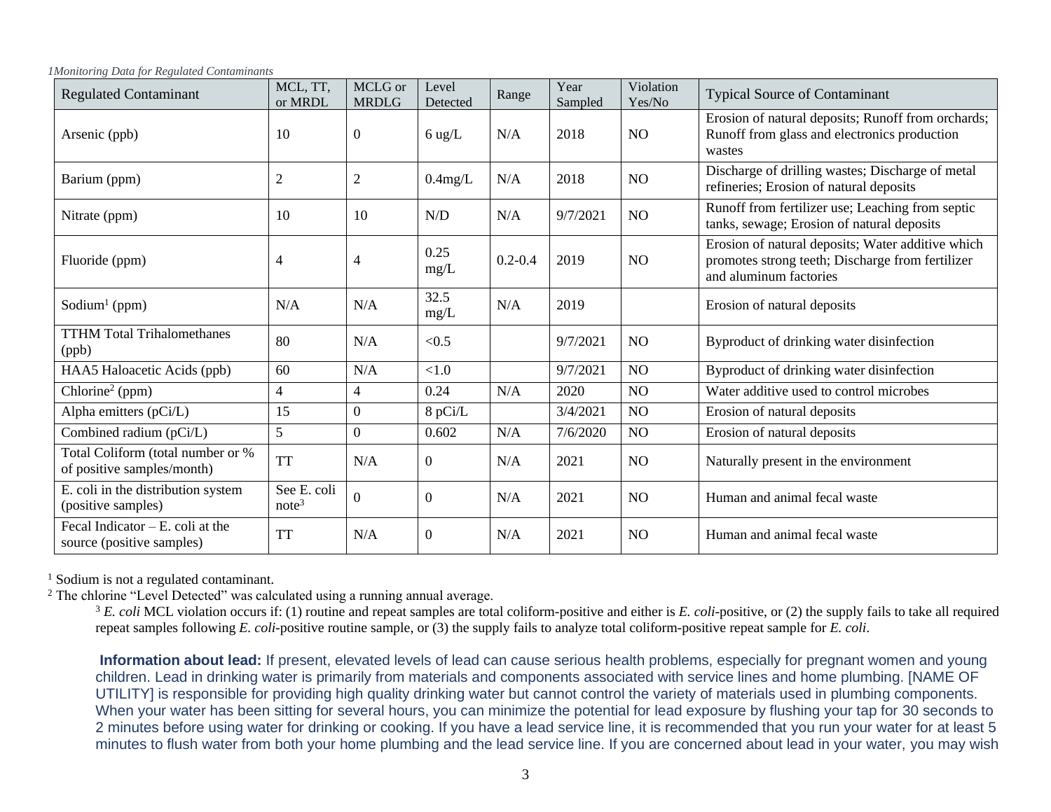*1Monitoring Data for Regulated Contaminants*

| Regulated Contaminant | MCL, TT, or MRDL | MCLG or MRDLG | Level Detected | Range | Year Sampled | Violation Yes/No | Typical Source of Contaminant |
|---|---|---|---|---|---|---|---|
| Arsenic (ppb) | 10 | 0 | 6 ug/L | N/A | 2018 | NO | Erosion of natural deposits; Runoff from orchards; Runoff from glass and electronics production wastes |
| Barium (ppm) | 2 | 2 | 0.4mg/L | N/A | 2018 | NO | Discharge of drilling wastes; Discharge of metal refineries; Erosion of natural deposits |
| Nitrate (ppm) | 10 | 10 | N/D | N/A | 9/7/2021 | NO | Runoff from fertilizer use; Leaching from septic tanks, sewage; Erosion of natural deposits |
| Fluoride (ppm) | 4 | 4 | 0.25 mg/L | 0.2-0.4 | 2019 | NO | Erosion of natural deposits; Water additive which promotes strong teeth; Discharge from fertilizer and aluminum factories |
| Sodium[1] (ppm) | N/A | N/A | 32.5 mg/L | N/A | 2019 | | Erosion of natural deposits |
| TTHM Total Trihalomethanes (ppb) | 80 | N/A | <0.5 | | 9/7/2021 | NO | Byproduct of drinking water disinfection |
| HAA5 Haloacetic Acids (ppb) | 60 | N/A | <1.0 | | 9/7/2021 | NO | Byproduct of drinking water disinfection |
| Chlorine[2] (ppm) | 4 | 4 | 0.24 | N/A | 2020 | NO | Water additive used to control microbes |
| Alpha emitters (pCi/L) | 15 | 0 | 8 pCi/L | | 3/4/2021 | NO | Erosion of natural deposits |
| Combined radium (pCi/L) | 5 | 0 | 0.602 | N/A | 7/6/2020 | NO | Erosion of natural deposits |
| Total Coliform (total number or % of positive samples/month) | TT | N/A | 0 | N/A | 2021 | NO | Naturally present in the environment |
| E. coli in the distribution system (positive samples) | See E. coli note[3] | 0 | 0 | N/A | 2021 | NO | Human and animal fecal waste |
| Fecal Indicator – E. coli at the source (positive samples) | TT | N/A | 0 | N/A | 2021 | NO | Human and animal fecal waste |

[1] Sodium is not a regulated contaminant.

[2] The chlorine "Level Detected" was calculated using a running annual average.

[3] *E. coli* MCL violation occurs if: (1) routine and repeat samples are total coliform-positive and either is *E. coli*-positive, or (2) the supply fails to take all required repeat samples following *E. coli*-positive routine sample, or (3) the supply fails to analyze total coliform-positive repeat sample for *E. coli*.

**Information about lead:** If present, elevated levels of lead can cause serious health problems, especially for pregnant women and young children. Lead in drinking water is primarily from materials and components associated with service lines and home plumbing. [NAME OF UTILITY] is responsible for providing high quality drinking water but cannot control the variety of materials used in plumbing components. When your water has been sitting for several hours, you can minimize the potential for lead exposure by flushing your tap for 30 seconds to 2 minutes before using water for drinking or cooking. If you have a lead service line, it is recommended that you run your water for at least 5 minutes to flush water from both your home plumbing and the lead service line. If you are concerned about lead in your water, you may wish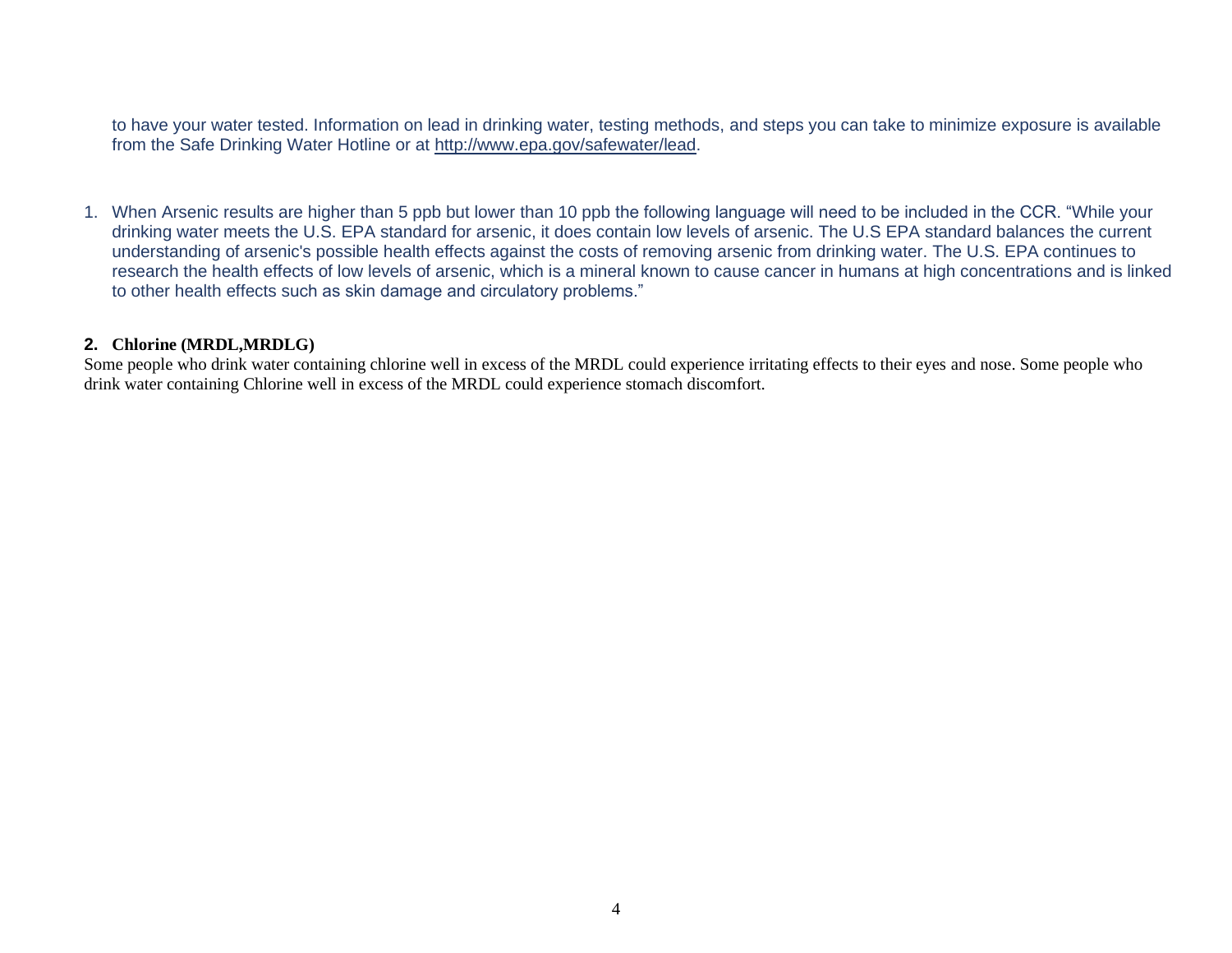to have your water tested. Information on lead in drinking water, testing methods, and steps you can take to minimize exposure is available from the Safe Drinking Water Hotline or at http://www.epa.gov/safewater/lead.

1. When Arsenic results are higher than 5 ppb but lower than 10 ppb the following language will need to be included in the CCR. “While your drinking water meets the U.S. EPA standard for arsenic, it does contain low levels of arsenic. The U.S EPA standard balances the current understanding of arsenic's possible health effects against the costs of removing arsenic from drinking water. The U.S. EPA continues to research the health effects of low levels of arsenic, which is a mineral known to cause cancer in humans at high concentrations and is linked to other health effects such as skin damage and circulatory problems.”

**2. Chlorine (MRDL,MRDLG)**

Some people who drink water containing chlorine well in excess of the MRDL could experience irritating effects to their eyes and nose. Some people who drink water containing Chlorine well in excess of the MRDL could experience stomach discomfort.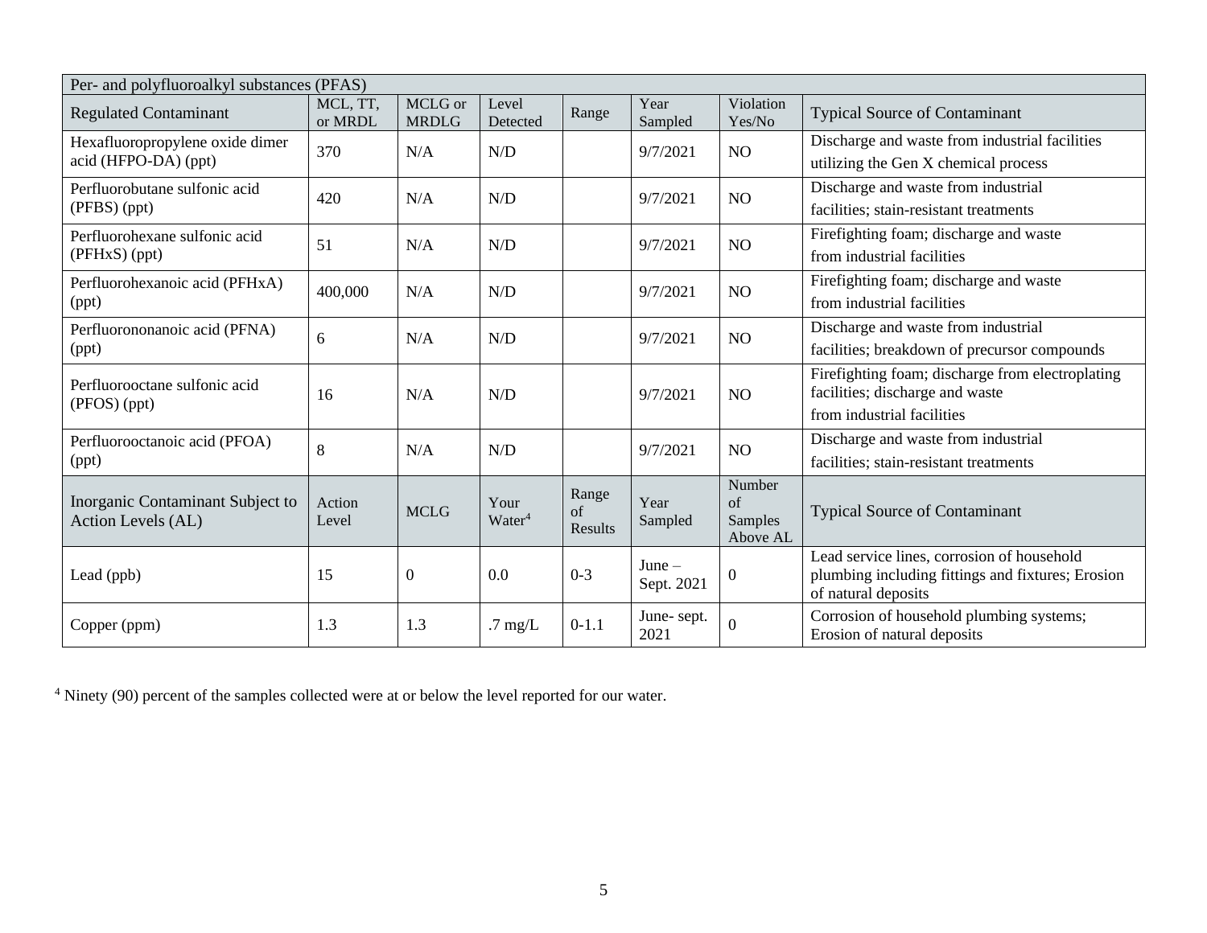| Per- and polyfluoroalkyl substances (PFAS) | | | | | | | |
|---|---|---|---|---|---|---|---|
| Regulated Contaminant | MCL, TT, or MRDL | MCLG or MRDLG | Level Detected | Range | Year Sampled | Violation Yes/No | Typical Source of Contaminant |
| Hexafluoropropylene oxide dimer acid (HFPO-DA) (ppt) | 370 | N/A | N/D | | 9/7/2021 | NO | Discharge and waste from industrial facilities utilizing the Gen X chemical process |
| Perfluorobutane sulfonic acid (PFBS) (ppt) | 420 | N/A | N/D | | 9/7/2021 | NO | Discharge and waste from industrial facilities; stain-resistant treatments |
| Perfluorohexane sulfonic acid (PFHxS) (ppt) | 51 | N/A | N/D | | 9/7/2021 | NO | Firefighting foam; discharge and waste from industrial facilities |
| Perfluorohexanoic acid (PFHxA) (ppt) | 400,000 | N/A | N/D | | 9/7/2021 | NO | Firefighting foam; discharge and waste from industrial facilities |
| Perfluorononanoic acid (PFNA) (ppt) | 6 | N/A | N/D | | 9/7/2021 | NO | Discharge and waste from industrial facilities; breakdown of precursor compounds |
| Perfluorooctane sulfonic acid (PFOS) (ppt) | 16 | N/A | N/D | | 9/7/2021 | NO | Firefighting foam; discharge from electroplating facilities; discharge and waste from industrial facilities |
| Perfluorooctanoic acid (PFOA) (ppt) | 8 | N/A | N/D | | 9/7/2021 | NO | Discharge and waste from industrial facilities; stain-resistant treatments |
| Inorganic Contaminant Subject to Action Levels (AL) | Action Level | MCLG | Your Water[4] | Range of Results | Year Sampled | Number of Samples Above AL | Typical Source of Contaminant |
| Lead (ppb) | 15 | 0 | 0.0 | 0-3 | June – Sept. 2021 | 0 | Lead service lines, corrosion of household plumbing including fittings and fixtures; Erosion of natural deposits |
| Copper (ppm) | 1.3 | 1.3 | .7 mg/L | 0-1.1 | June- sept. 2021 | 0 | Corrosion of household plumbing systems; Erosion of natural deposits |

[4] Ninety (90) percent of the samples collected were at or below the level reported for our water.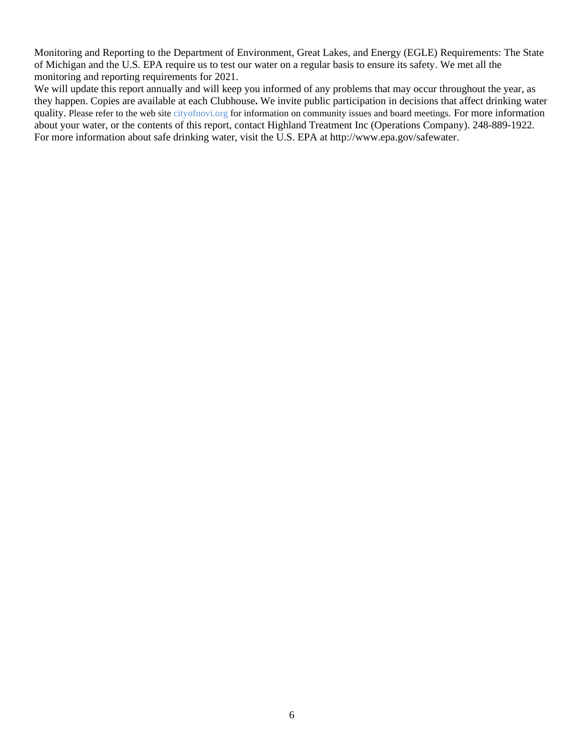Monitoring and Reporting to the Department of Environment, Great Lakes, and Energy (EGLE) Requirements: The State of Michigan and the U.S. EPA require us to test our water on a regular basis to ensure its safety. We met all the monitoring and reporting requirements for 2021.

We will update this report annually and will keep you informed of any problems that may occur throughout the year, as they happen. Copies are available at each Clubhouse**.** We invite public participation in decisions that affect drinking water quality. Please refer to the web site cityofnovi.org for information on community issues and board meetings. For more information about your water, or the contents of this report, contact Highland Treatment Inc (Operations Company). 248-889-1922. For more information about safe drinking water, visit the U.S. EPA at http://www.epa.gov/safewater.